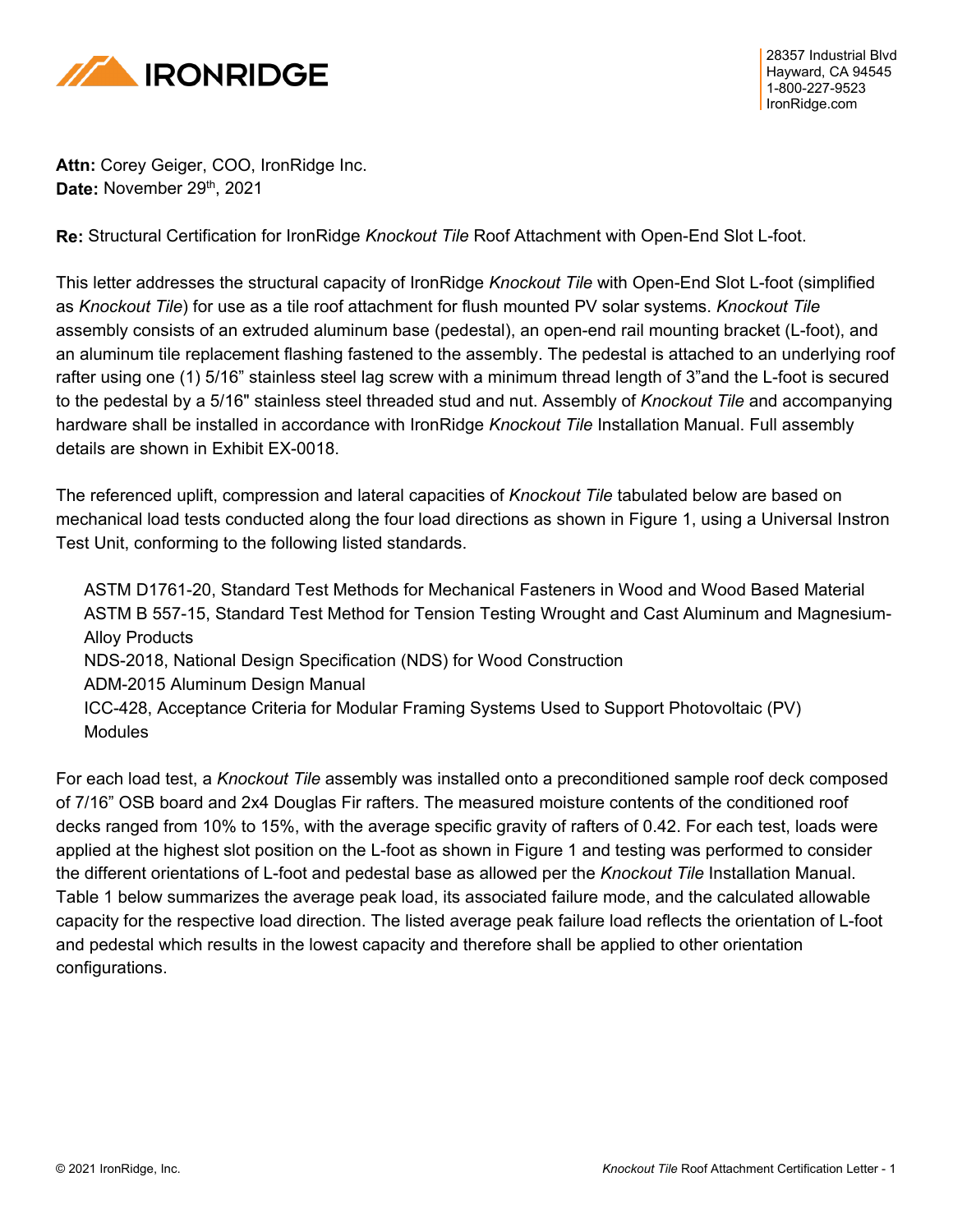28357 Industrial Blvd
Hayward, CA 94545
1-800-227-9523
IronRidge.com

**Attn:** Corey Geiger, COO, IronRidge Inc.
**Date:** November 29th, 2021

**Re:** Structural Certification for IronRidge *Knockout Tile* Roof Attachment with Open-End Slot L-foot.

This letter addresses the structural capacity of IronRidge *Knockout Tile* with Open-End Slot L-foot (simplified as *Knockout Tile*) for use as a tile roof attachment for flush mounted PV solar systems. *Knockout Tile* assembly consists of an extruded aluminum base (pedestal), an open-end rail mounting bracket (L-foot), and an aluminum tile replacement flashing fastened to the assembly. The pedestal is attached to an underlying roof rafter using one (1) 5/16" stainless steel lag screw with a minimum thread length of 3"and the L-foot is secured to the pedestal by a 5/16" stainless steel threaded stud and nut. Assembly of *Knockout Tile* and accompanying hardware shall be installed in accordance with IronRidge *Knockout Tile* Installation Manual. Full assembly details are shown in Exhibit EX-0018.

The referenced uplift, compression and lateral capacities of *Knockout Tile* tabulated below are based on mechanical load tests conducted along the four load directions as shown in Figure 1, using a Universal Instron Test Unit, conforming to the following listed standards.

ASTM D1761-20, Standard Test Methods for Mechanical Fasteners in Wood and Wood Based Material
ASTM B 557-15, Standard Test Method for Tension Testing Wrought and Cast Aluminum and Magnesium-Alloy Products
NDS-2018, National Design Specification (NDS) for Wood Construction
ADM-2015 Aluminum Design Manual
ICC-428, Acceptance Criteria for Modular Framing Systems Used to Support Photovoltaic (PV) Modules

For each load test, a *Knockout Tile* assembly was installed onto a preconditioned sample roof deck composed of 7/16" OSB board and 2x4 Douglas Fir rafters. The measured moisture contents of the conditioned roof decks ranged from 10% to 15%, with the average specific gravity of rafters of 0.42. For each test, loads were applied at the highest slot position on the L-foot as shown in Figure 1 and testing was performed to consider the different orientations of L-foot and pedestal base as allowed per the *Knockout Tile* Installation Manual. Table 1 below summarizes the average peak load, its associated failure mode, and the calculated allowable capacity for the respective load direction. The listed average peak failure load reflects the orientation of L-foot and pedestal which results in the lowest capacity and therefore shall be applied to other orientation configurations.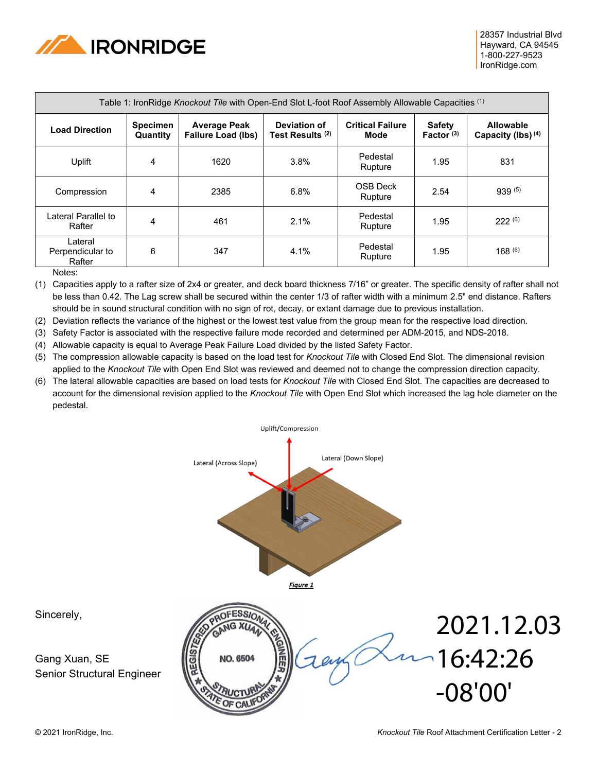| Table 1: IronRidge *Knockout Tile* with Open-End Slot L-foot Roof Assembly Allowable Capacities [1] | | | | | | |
|---|---|---|---|---|---|---|
| **Load Direction** | **Specimen Quantity** | **Average Peak Failure Load (lbs)** | **Deviation of Test Results [2]** | **Critical Failure Mode** | **Safety Factor [3]** | **Allowable Capacity (lbs) [4]** |
| Uplift | 4 | 1620 | 3.8% | Pedestal Rupture | 1.95 | 831 |
| Compression | 4 | 2385 | 6.8% | OSB Deck Rupture | 2.54 | 939 [5] |
| Lateral Parallel to Rafter | 4 | 461 | 2.1% | Pedestal Rupture | 1.95 | 222 [6] |
| Lateral Perpendicular to Rafter | 6 | 347 | 4.1% | Pedestal Rupture | 1.95 | 168 [6] |

Notes:

(1) Capacities apply to a rafter size of 2x4 or greater, and deck board thickness 7/16" or greater. The specific density of rafter shall not be less than 0.42. The Lag screw shall be secured within the center 1/3 of rafter width with a minimum 2.5" end distance. Rafters should be in sound structural condition with no sign of rot, decay, or extant damage due to previous installation.

(2) Deviation reflects the variance of the highest or the lowest test value from the group mean for the respective load direction.

(3) Safety Factor is associated with the respective failure mode recorded and determined per ADM-2015, and NDS-2018.

(4) Allowable capacity is equal to Average Peak Failure Load divided by the listed Safety Factor.

(5) The compression allowable capacity is based on the load test for *Knockout Tile* with Closed End Slot. The dimensional revision applied to the *Knockout Tile* with Open End Slot was reviewed and deemed not to change the compression direction capacity.

(6) The lateral allowable capacities are based on load tests for *Knockout Tile* with Closed End Slot. The capacities are decreased to account for the dimensional revision applied to the *Knockout Tile* with Open End Slot which increased the lag hole diameter on the pedestal.

Uplift/Compression

Lateral (Across Slope)

Lateral (Down Slope)

*Figure 1*

Sincerely,

Gang Xuan, SE
Senior Structural Engineer

REGISTERED PROFESSIONAL ENGINEER
GANG XUAN
NO. 6504
STRUCTURAL
STATE OF CALIFORNIA

2021.12.03
16:42:26
-08'00'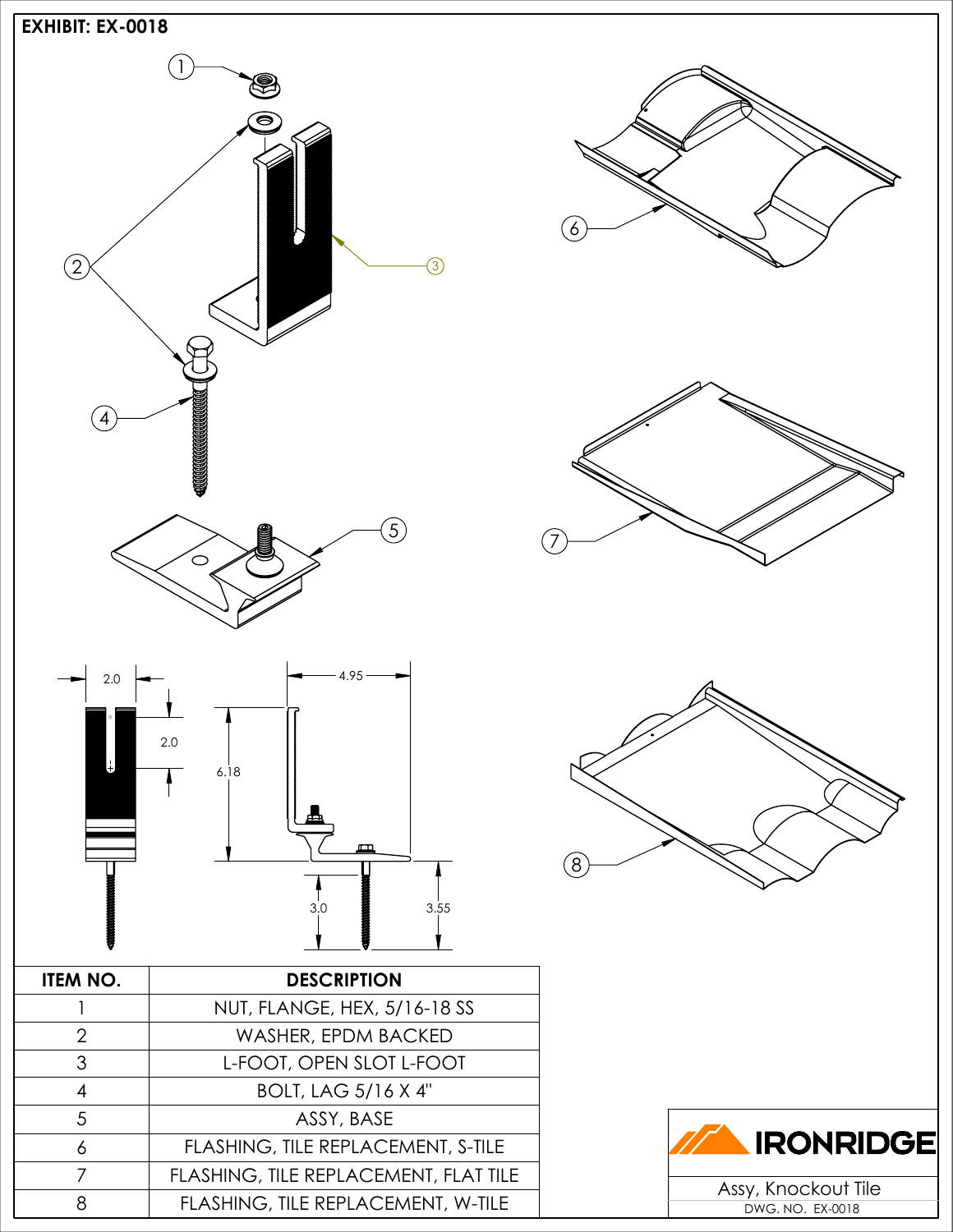**EXHIBIT: EX-0018**

1
2
3
4
5
6
7
8

2.0
2.0
4.95
6.18
3.0
3.55

| ITEM NO. | DESCRIPTION |
|---|---|
| 1 | NUT, FLANGE, HEX, 5/16-18 SS |
| 2 | WASHER, EPDM BACKED |
| 3 | L-FOOT, OPEN SLOT L-FOOT |
| 4 | BOLT, LAG 5/16 X 4" |
| 5 | ASSY, BASE |
| 6 | FLASHING, TILE REPLACEMENT, S-TILE |
| 7 | FLASHING, TILE REPLACEMENT, FLAT TILE |
| 8 | FLASHING, TILE REPLACEMENT, W-TILE |

IRONRIDGE

Assy, Knockout Tile

DWG. NO. EX-0018